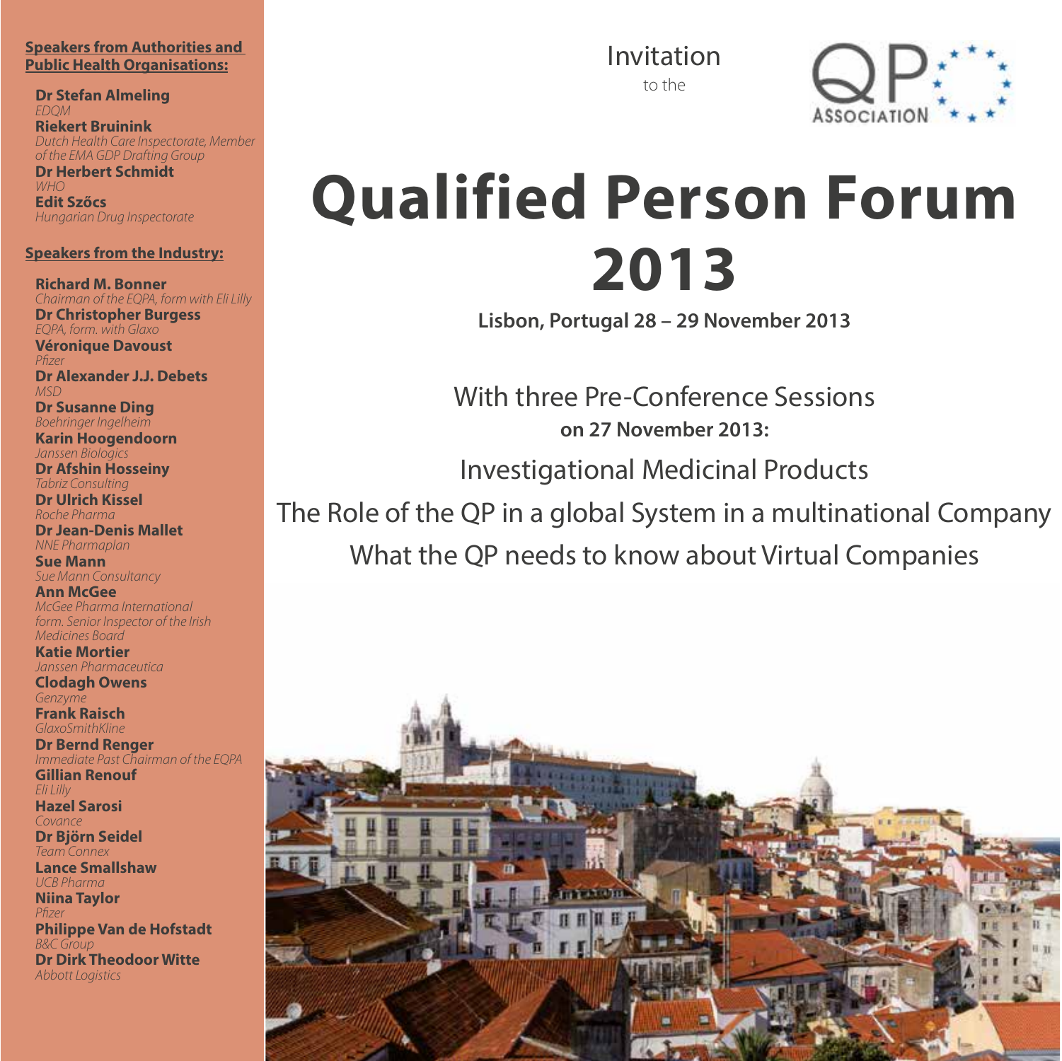Invitation

to the

# Qualified Person Forum 2013

**Lisbon, Portugal 28 – 29 November 2013**

With three Pre-Conference Sessions

**on 27 November 2013:**

Investigational Medicinal Products

The Role of the QP in a global System in a multinational Company

What the QP needs to know about Virtual Companies

**Speakers from Authorities and Public Health Organisations:**

**Dr Stefan Almeling**
*EDQM*

**Riekert Bruinink**
*Dutch Health Care Inspectorate, Member of the EMA GDP Drafting Group*

**Dr Herbert Schmidt**
*WHO*

**Edit Szőcs**
*Hungarian Drug Inspectorate*

**Speakers from the Industry:**

**Richard M. Bonner**
*Chairman of the EQPA, form with Eli Lilly*

**Dr Christopher Burgess**
*EQPA, form. with Glaxo*

**Véronique Davoust**
*Pfizer*

**Dr Alexander J.J. Debets**
*MSD*

**Dr Susanne Ding**
*Boehringer Ingelheim*

**Karin Hoogendoorn**
*Janssen Biologics*

**Dr Afshin Hosseiny**
*Tabriz Consulting*

**Dr Ulrich Kissel**
*Roche Pharma*

**Dr Jean-Denis Mallet**
*NNE Pharmaplan*

**Sue Mann**
*Sue Mann Consultancy*

**Ann McGee**
*McGee Pharma International form. Senior Inspector of the Irish Medicines Board*

**Katie Mortier**
*Janssen Pharmaceutica*

**Clodagh Owens**
*Genzyme*

**Frank Raisch**
*GlaxoSmithKline*

**Dr Bernd Renger**
*Immediate Past Chairman of the EQPA*

**Gillian Renouf**
*Eli Lilly*

**Hazel Sarosi**
*Covance*

**Dr Björn Seidel**
*Team Connex*

**Lance Smallshaw**
*UCB Pharma*

**Niina Taylor**
*Pfizer*

**Philippe Van de Hofstadt**
*B&C Group*

**Dr Dirk Theodoor Witte**
*Abbott Logistics*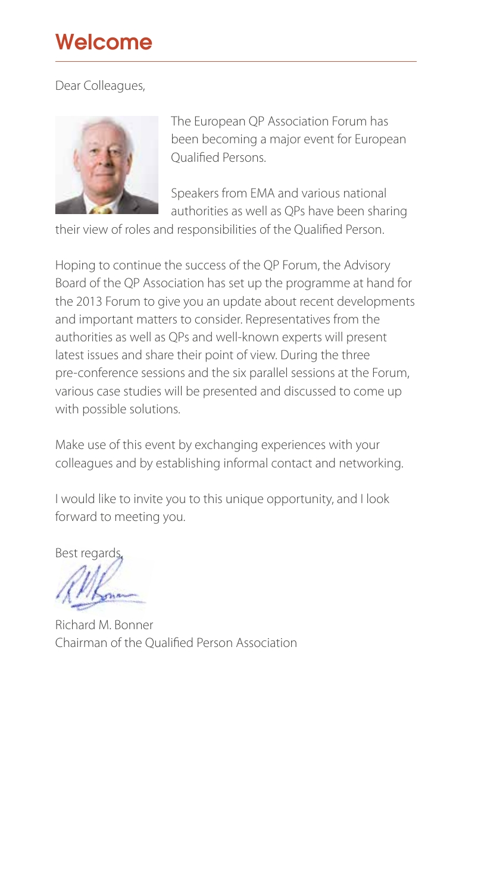# Welcome

Dear Colleagues,

The European QP Association Forum has been becoming a major event for European Qualified Persons.

Speakers from EMA and various national authorities as well as QPs have been sharing their view of roles and responsibilities of the Qualified Person.

Hoping to continue the success of the QP Forum, the Advisory Board of the QP Association has set up the programme at hand for the 2013 Forum to give you an update about recent developments and important matters to consider. Representatives from the authorities as well as QPs and well-known experts will present latest issues and share their point of view. During the three pre-conference sessions and the six parallel sessions at the Forum, various case studies will be presented and discussed to come up with possible solutions.

Make use of this event by exchanging experiences with your colleagues and by establishing informal contact and networking.

I would like to invite you to this unique opportunity, and I look forward to meeting you.

Best regards,

Richard M. Bonner
Chairman of the Qualified Person Association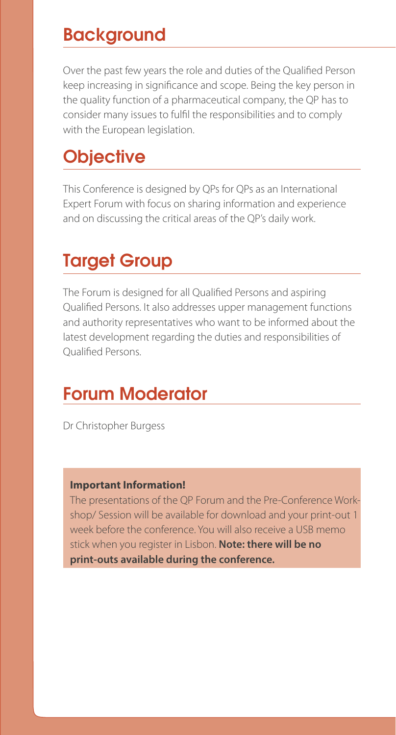## Background

Over the past few years the role and duties of the Qualified Person keep increasing in significance and scope. Being the key person in the quality function of a pharmaceutical company, the QP has to consider many issues to fulfil the responsibilities and to comply with the European legislation.

## Objective

This Conference is designed by QPs for QPs as an International Expert Forum with focus on sharing information and experience and on discussing the critical areas of the QP's daily work.

## Target Group

The Forum is designed for all Qualified Persons and aspiring Qualified Persons. It also addresses upper management functions and authority representatives who want to be informed about the latest development regarding the duties and responsibilities of Qualified Persons.

## Forum Moderator

Dr Christopher Burgess

**Important Information!**

The presentations of the QP Forum and the Pre-Conference Workshop/ Session will be available for download and your print-out 1 week before the conference. You will also receive a USB memo stick when you register in Lisbon. **Note: there will be no print-outs available during the conference.**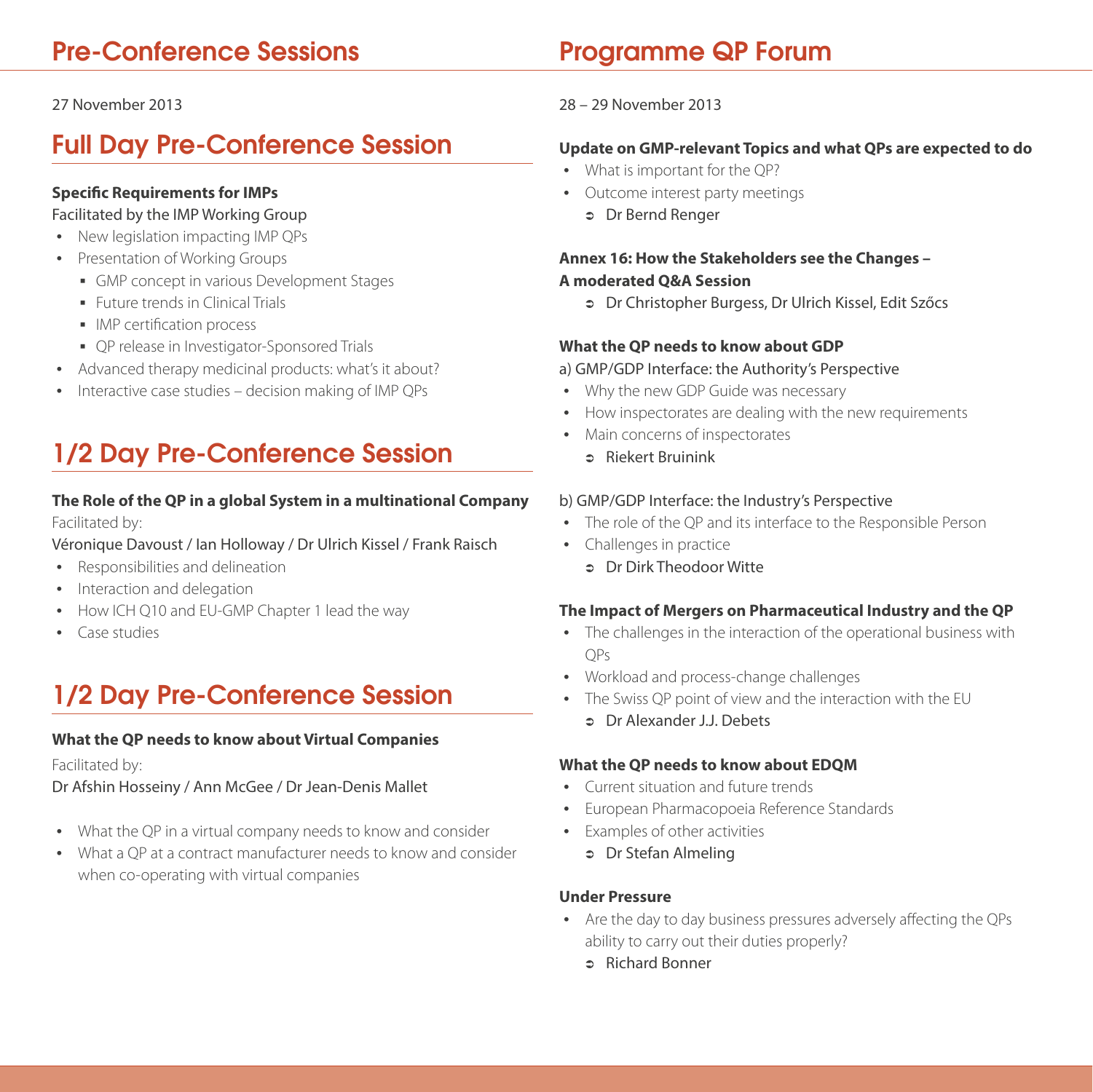# Pre-Conference Sessions

27 November 2013

## Full Day Pre-Conference Session

**Specific Requirements for IMPs**

Facilitated by the IMP Working Group

- New legislation impacting IMP QPs
- Presentation of Working Groups
  - GMP concept in various Development Stages
  - Future trends in Clinical Trials
  - IMP certification process
  - QP release in Investigator-Sponsored Trials
- Advanced therapy medicinal products: what's it about?
- Interactive case studies – decision making of IMP QPs

## 1/2 Day Pre-Conference Session

**The Role of the QP in a global System in a multinational Company**

Facilitated by:

Véronique Davoust / Ian Holloway / Dr Ulrich Kissel / Frank Raisch

- Responsibilities and delineation
- Interaction and delegation
- How ICH Q10 and EU-GMP Chapter 1 lead the way
- Case studies

## 1/2 Day Pre-Conference Session

**What the QP needs to know about Virtual Companies**

Facilitated by:

Dr Afshin Hosseiny / Ann McGee / Dr Jean-Denis Mallet

- What the QP in a virtual company needs to know and consider
- What a QP at a contract manufacturer needs to know and consider when co-operating with virtual companies

# Programme QP Forum

28 – 29 November 2013

**Update on GMP-relevant Topics and what QPs are expected to do**

- What is important for the QP?
- Outcome interest party meetings
  - ➲ Dr Bernd Renger

**Annex 16: How the Stakeholders see the Changes – A moderated Q&A Session**

- ➲ Dr Christopher Burgess, Dr Ulrich Kissel, Edit Szőcs

**What the QP needs to know about GDP**

a) GMP/GDP Interface: the Authority's Perspective

- Why the new GDP Guide was necessary
- How inspectorates are dealing with the new requirements
- Main concerns of inspectorates
  - ➲ Riekert Bruinink

b) GMP/GDP Interface: the Industry's Perspective

- The role of the QP and its interface to the Responsible Person
- Challenges in practice
  - ➲ Dr Dirk Theodoor Witte

**The Impact of Mergers on Pharmaceutical Industry and the QP**

- The challenges in the interaction of the operational business with QPs
- Workload and process-change challenges
- The Swiss QP point of view and the interaction with the EU
  - ➲ Dr Alexander J.J. Debets

**What the QP needs to know about EDQM**

- Current situation and future trends
- European Pharmacopoeia Reference Standards
- Examples of other activities
  - ➲ Dr Stefan Almeling

**Under Pressure**

- Are the day to day business pressures adversely affecting the QPs ability to carry out their duties properly?
  - ➲ Richard Bonner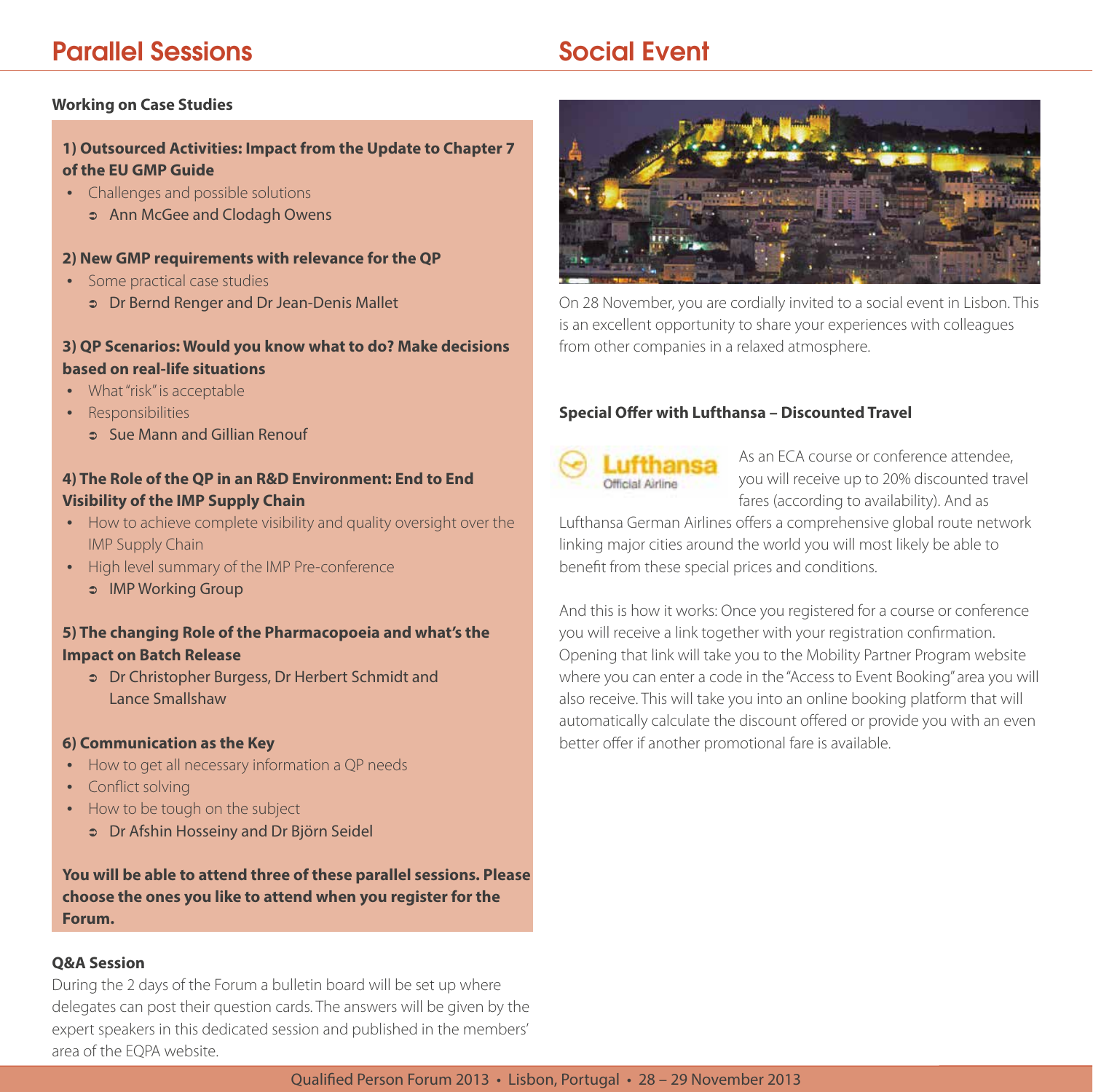## Parallel Sessions

**Working on Case Studies**

**1) Outsourced Activities: Impact from the Update to Chapter 7 of the EU GMP Guide**

- Challenges and possible solutions
  - ➲ Ann McGee and Clodagh Owens

**2) New GMP requirements with relevance for the QP**

- Some practical case studies
  - ➲ Dr Bernd Renger and Dr Jean-Denis Mallet

**3) QP Scenarios: Would you know what to do? Make decisions based on real-life situations**

- What "risk" is acceptable
- Responsibilities
  - ➲ Sue Mann and Gillian Renouf

**4) The Role of the QP in an R&D Environment: End to End Visibility of the IMP Supply Chain**

- How to achieve complete visibility and quality oversight over the IMP Supply Chain
- High level summary of the IMP Pre-conference
  - ➲ IMP Working Group

**5) The changing Role of the Pharmacopoeia and what's the Impact on Batch Release**

- ➲ Dr Christopher Burgess, Dr Herbert Schmidt and Lance Smallshaw

**6) Communication as the Key**

- How to get all necessary information a QP needs
- Conflict solving
- How to be tough on the subject
  - ➲ Dr Afshin Hosseiny and Dr Björn Seidel

**You will be able to attend three of these parallel sessions. Please choose the ones you like to attend when you register for the Forum.**

**Q&A Session**

During the 2 days of the Forum a bulletin board will be set up where delegates can post their question cards. The answers will be given by the expert speakers in this dedicated session and published in the members' area of the EQPA website.

## Social Event

On 28 November, you are cordially invited to a social event in Lisbon. This is an excellent opportunity to share your experiences with colleagues from other companies in a relaxed atmosphere.

**Special Offer with Lufthansa – Discounted Travel**

Lufthansa Official Airline

As an ECA course or conference attendee, you will receive up to 20% discounted travel fares (according to availability). And as Lufthansa German Airlines offers a comprehensive global route network linking major cities around the world you will most likely be able to benefit from these special prices and conditions.

And this is how it works: Once you registered for a course or conference you will receive a link together with your registration confirmation. Opening that link will take you to the Mobility Partner Program website where you can enter a code in the "Access to Event Booking" area you will also receive. This will take you into an online booking platform that will automatically calculate the discount offered or provide you with an even better offer if another promotional fare is available.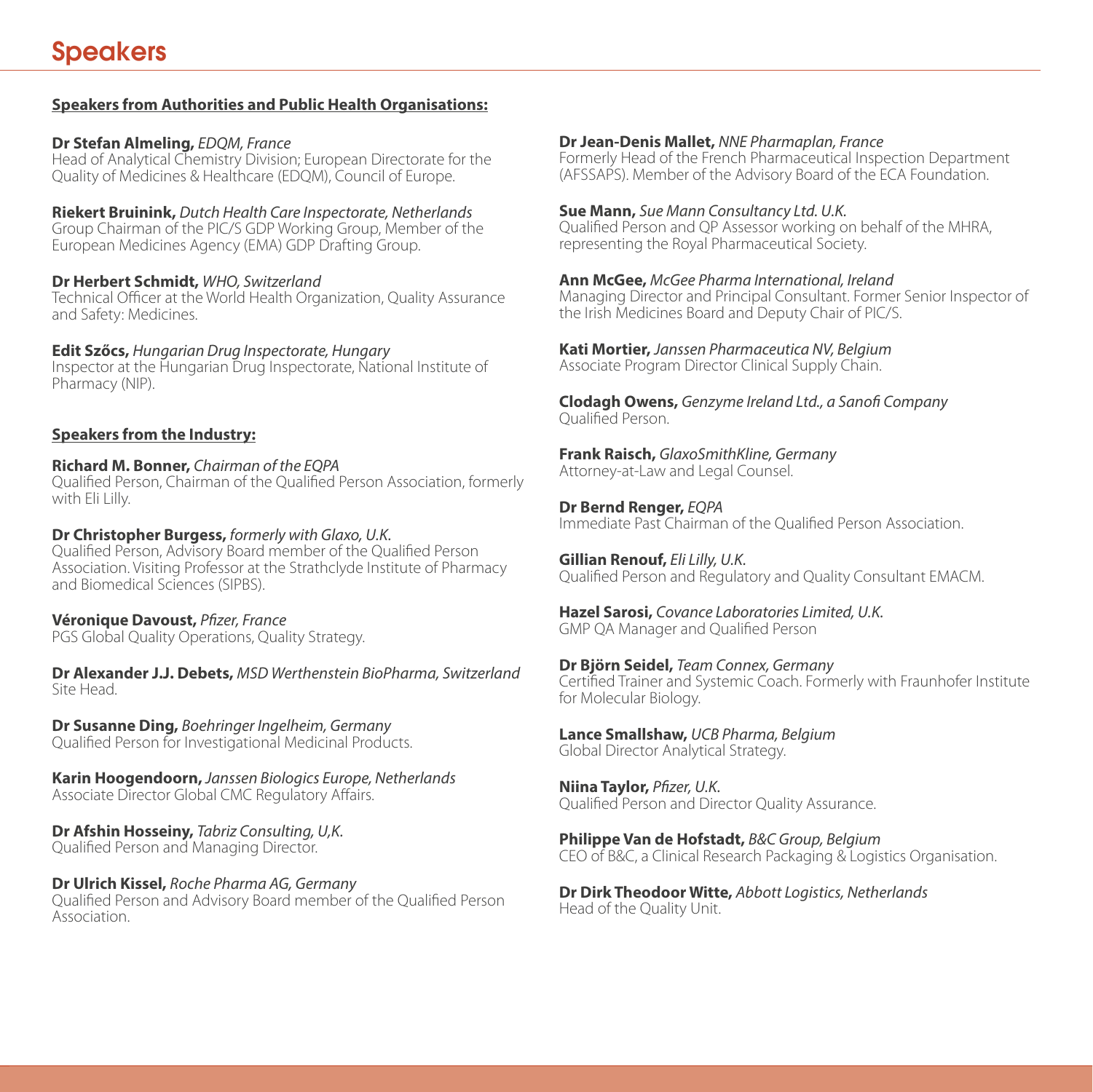# Speakers

**Speakers from Authorities and Public Health Organisations:**

**Dr Stefan Almeling,** *EDQM, France*
Head of Analytical Chemistry Division; European Directorate for the Quality of Medicines & Healthcare (EDQM), Council of Europe.

**Riekert Bruinink,** *Dutch Health Care Inspectorate, Netherlands*
Group Chairman of the PIC/S GDP Working Group, Member of the European Medicines Agency (EMA) GDP Drafting Group.

**Dr Herbert Schmidt,** *WHO, Switzerland*
Technical Officer at the World Health Organization, Quality Assurance and Safety: Medicines.

**Edit Szőcs,** *Hungarian Drug Inspectorate, Hungary*
Inspector at the Hungarian Drug Inspectorate, National Institute of Pharmacy (NIP).

**Speakers from the Industry:**

**Richard M. Bonner,** *Chairman of the EQPA*
Qualified Person, Chairman of the Qualified Person Association, formerly with Eli Lilly.

**Dr Christopher Burgess,** *formerly with Glaxo, U.K.*
Qualified Person, Advisory Board member of the Qualified Person Association. Visiting Professor at the Strathclyde Institute of Pharmacy and Biomedical Sciences (SIPBS).

**Véronique Davoust,** *Pfizer, France*
PGS Global Quality Operations, Quality Strategy.

**Dr Alexander J.J. Debets,** *MSD Werthenstein BioPharma, Switzerland*
Site Head.

**Dr Susanne Ding,** *Boehringer Ingelheim, Germany*
Qualified Person for Investigational Medicinal Products.

**Karin Hoogendoorn,** *Janssen Biologics Europe, Netherlands*
Associate Director Global CMC Regulatory Affairs.

**Dr Afshin Hosseiny,** *Tabriz Consulting, U,K.*
Qualified Person and Managing Director.

**Dr Ulrich Kissel,** *Roche Pharma AG, Germany*
Qualified Person and Advisory Board member of the Qualified Person Association.

**Dr Jean-Denis Mallet,** *NNE Pharmaplan, France*
Formerly Head of the French Pharmaceutical Inspection Department (AFSSAPS). Member of the Advisory Board of the ECA Foundation.

**Sue Mann,** *Sue Mann Consultancy Ltd. U.K.*
Qualified Person and QP Assessor working on behalf of the MHRA, representing the Royal Pharmaceutical Society.

**Ann McGee,** *McGee Pharma International, Ireland*
Managing Director and Principal Consultant. Former Senior Inspector of the Irish Medicines Board and Deputy Chair of PIC/S.

**Kati Mortier,** *Janssen Pharmaceutica NV, Belgium*
Associate Program Director Clinical Supply Chain.

**Clodagh Owens,** *Genzyme Ireland Ltd., a Sanofi Company*
Qualified Person.

**Frank Raisch,** *GlaxoSmithKline, Germany*
Attorney-at-Law and Legal Counsel.

**Dr Bernd Renger,** *EQPA*
Immediate Past Chairman of the Qualified Person Association.

**Gillian Renouf,** *Eli Lilly, U.K.*
Qualified Person and Regulatory and Quality Consultant EMACM.

**Hazel Sarosi,** *Covance Laboratories Limited, U.K.*
GMP QA Manager and Qualified Person

**Dr Björn Seidel,** *Team Connex, Germany*
Certified Trainer and Systemic Coach. Formerly with Fraunhofer Institute for Molecular Biology.

**Lance Smallshaw,** *UCB Pharma, Belgium*
Global Director Analytical Strategy.

**Niina Taylor,** *Pfizer, U.K.*
Qualified Person and Director Quality Assurance.

**Philippe Van de Hofstadt,** *B&C Group, Belgium*
CEO of B&C, a Clinical Research Packaging & Logistics Organisation.

**Dr Dirk Theodoor Witte,** *Abbott Logistics, Netherlands*
Head of the Quality Unit.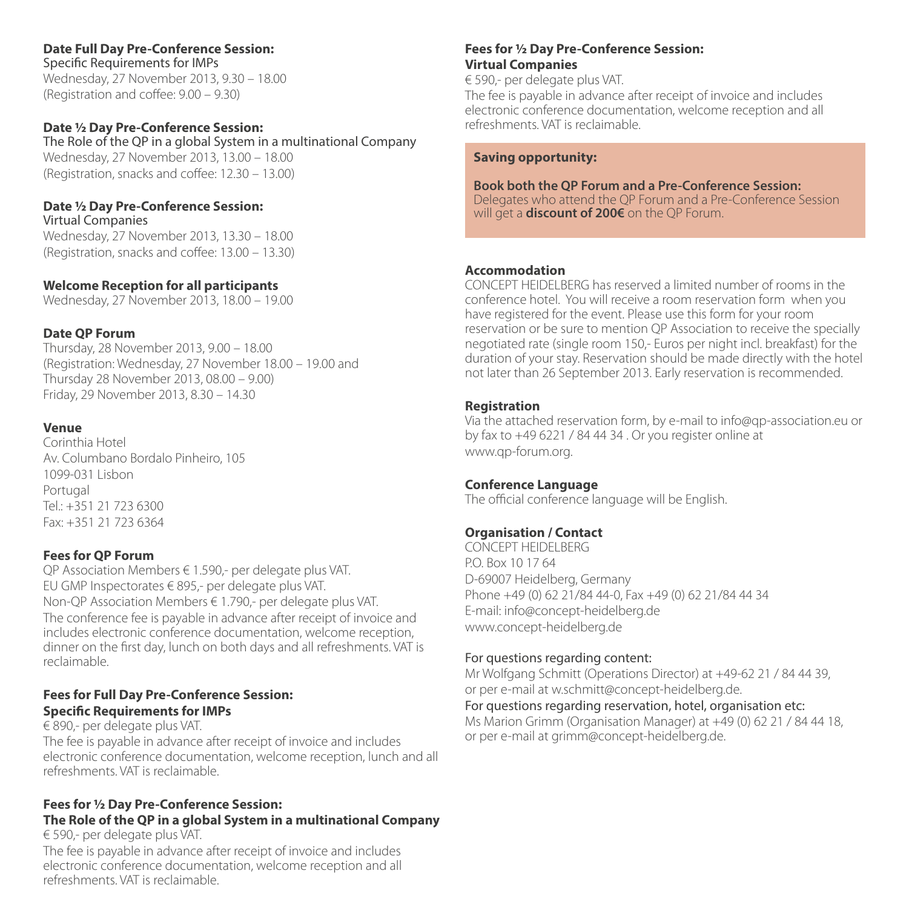**Date Full Day Pre-Conference Session:**

Specific Requirements for IMPs
Wednesday, 27 November 2013, 9.30 – 18.00
(Registration and coffee: 9.00 – 9.30)

**Date ½ Day Pre-Conference Session:**

The Role of the QP in a global System in a multinational Company
Wednesday, 27 November 2013, 13.00 – 18.00
(Registration, snacks and coffee: 12.30 – 13.00)

**Date ½ Day Pre-Conference Session:**

Virtual Companies
Wednesday, 27 November 2013, 13.30 – 18.00
(Registration, snacks and coffee: 13.00 – 13.30)

**Welcome Reception for all participants**

Wednesday, 27 November 2013, 18.00 – 19.00

**Date QP Forum**

Thursday, 28 November 2013, 9.00 – 18.00
(Registration: Wednesday, 27 November 18.00 – 19.00 and Thursday 28 November 2013, 08.00 – 9.00)
Friday, 29 November 2013, 8.30 – 14.30

**Venue**

Corinthia Hotel
Av. Columbano Bordalo Pinheiro, 105
1099-031 Lisbon
Portugal
Tel.: +351 21 723 6300
Fax: +351 21 723 6364

**Fees for QP Forum**

QP Association Members € 1.590,- per delegate plus VAT.
EU GMP Inspectorates € 895,- per delegate plus VAT.
Non-QP Association Members € 1.790,- per delegate plus VAT.
The conference fee is payable in advance after receipt of invoice and includes electronic conference documentation, welcome reception, dinner on the first day, lunch on both days and all refreshments. VAT is reclaimable.

**Fees for Full Day Pre-Conference Session:**
**Specific Requirements for IMPs**

€ 890,- per delegate plus VAT.
The fee is payable in advance after receipt of invoice and includes electronic conference documentation, welcome reception, lunch and all refreshments. VAT is reclaimable.

**Fees for ½ Day Pre-Conference Session:**
**The Role of the QP in a global System in a multinational Company**

€ 590,- per delegate plus VAT.
The fee is payable in advance after receipt of invoice and includes electronic conference documentation, welcome reception and all refreshments. VAT is reclaimable.

**Fees for ½ Day Pre-Conference Session:**
**Virtual Companies**

€ 590,- per delegate plus VAT.
The fee is payable in advance after receipt of invoice and includes electronic conference documentation, welcome reception and all refreshments. VAT is reclaimable.

**Saving opportunity:**

**Book both the QP Forum and a Pre-Conference Session:**
Delegates who attend the QP Forum and a Pre-Conference Session will get a **discount of 200€** on the QP Forum.

**Accommodation**

CONCEPT HEIDELBERG has reserved a limited number of rooms in the conference hotel. You will receive a room reservation form when you have registered for the event. Please use this form for your room reservation or be sure to mention QP Association to receive the specially negotiated rate (single room 150,- Euros per night incl. breakfast) for the duration of your stay. Reservation should be made directly with the hotel not later than 26 September 2013. Early reservation is recommended.

**Registration**

Via the attached reservation form, by e-mail to info@qp-association.eu or by fax to +49 6221 / 84 44 34 . Or you register online at www.qp-forum.org.

**Conference Language**

The official conference language will be English.

**Organisation / Contact**

CONCEPT HEIDELBERG
P.O. Box 10 17 64
D-69007 Heidelberg, Germany
Phone +49 (0) 62 21/84 44-0, Fax +49 (0) 62 21/84 44 34
E-mail: info@concept-heidelberg.de
www.concept-heidelberg.de

For questions regarding content:
Mr Wolfgang Schmitt (Operations Director) at +49-62 21 / 84 44 39, or per e-mail at w.schmitt@concept-heidelberg.de.

For questions regarding reservation, hotel, organisation etc:
Ms Marion Grimm (Organisation Manager) at +49 (0) 62 21 / 84 44 18, or per e-mail at grimm@concept-heidelberg.de.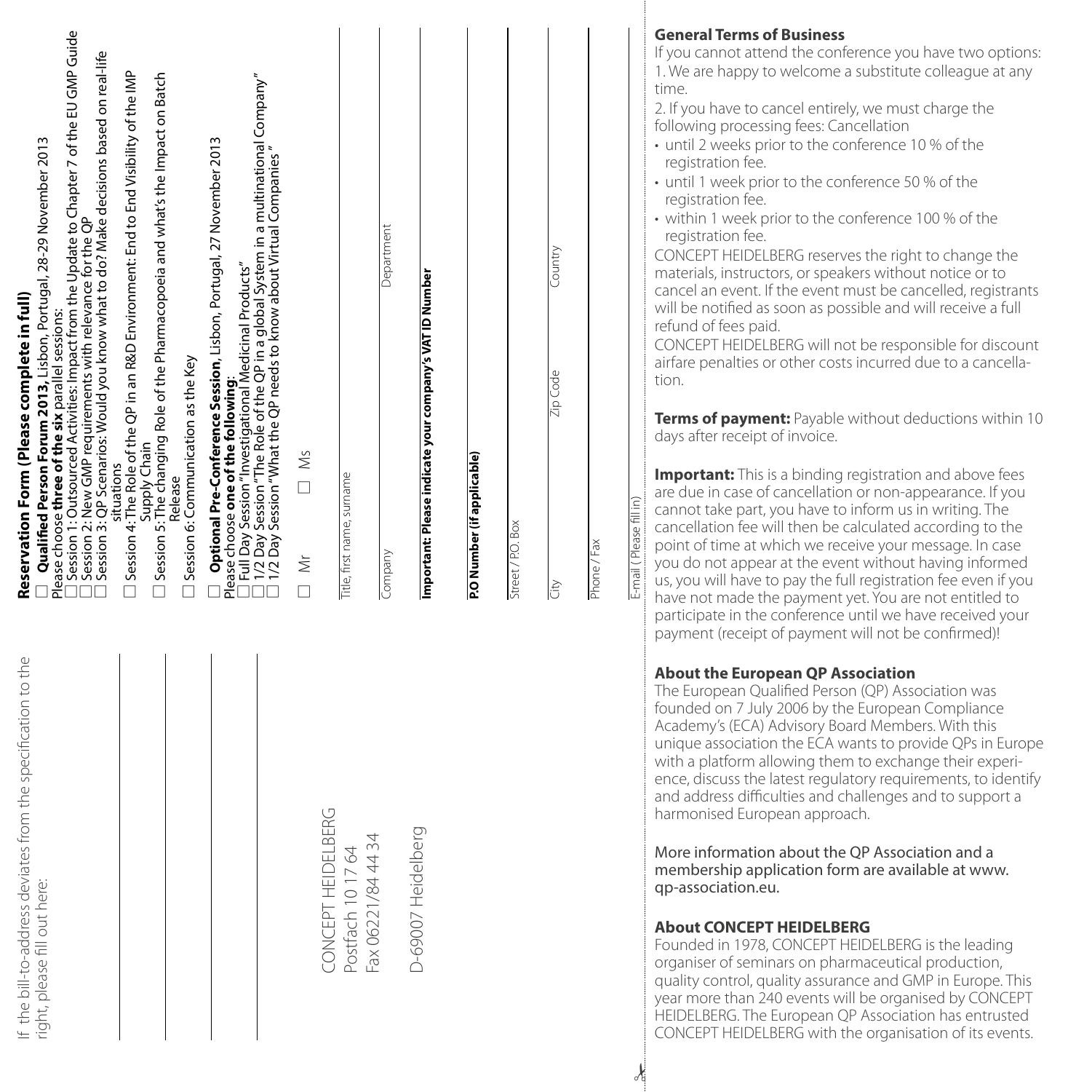If the bill-to-address deviates from the specification to the right, please fill out here:

CONCEPT HEIDELBERG
Postfach 10 17 64
Fax 06221/84 44 34

D-69007 Heidelberg

## Reservation Form (Please complete in full)

☐ **Qualified Person Forum 2013,** Lisbon, Portugal, 28-29 November 2013

Please choose **three of the six** parallel sessions:

☐ Session 1: Outsourced Activities: Impact from the Update to Chapter 7 of the EU GMP Guide

☐ Session 2: New GMP requirements with relevance for the QP

☐ Session 3: QP Scenarios: Would you know what to do? Make decisions based on real-life situations

☐ Session 4: The Role of the QP in an R&D Environment: End to End Visibility of the IMP Supply Chain

☐ Session 5: The changing Role of the Pharmacopoeia and what's the Impact on Batch Release

☐ Session 6: Communication as the Key

☐ **Optional Pre-Conference Session**, Lisbon, Portugal, 27 November 2013

Please choose **one of the following**:

☐ Full Day Session "Investigational Medicinal Products"

☐ 1/2 Day Session "The Role of the QP in a global System in a multinational Company"

☐ 1/2 Day Session "What the QP needs to know about Virtual Companies"

☐ Mr ☐ Ms

Title, first name, surname

Company | Department

**Important: Please indicate your company's VAT ID Number**

**P.O Number (if applicable)**

Street / P.O. Box

City | Zip Code | Country

Phone / Fax

E-mail ( Please fill in)

### General Terms of Business

If you cannot attend the conference you have two options:

1. We are happy to welcome a substitute colleague at any time.
2. If you have to cancel entirely, we must charge the following processing fees: Cancellation

- until 2 weeks prior to the conference 10 % of the registration fee.
- until 1 week prior to the conference 50 % of the registration fee.
- within 1 week prior to the conference 100 % of the registration fee.

CONCEPT HEIDELBERG reserves the right to change the materials, instructors, or speakers without notice or to cancel an event. If the event must be cancelled, registrants will be notified as soon as possible and will receive a full refund of fees paid.

CONCEPT HEIDELBERG will not be responsible for discount airfare penalties or other costs incurred due to a cancellation.

**Terms of payment:** Payable without deductions within 10 days after receipt of invoice.

**Important:** This is a binding registration and above fees are due in case of cancellation or non-appearance. If you cannot take part, you have to inform us in writing. The cancellation fee will then be calculated according to the point of time at which we receive your message. In case you do not appear at the event without having informed us, you will have to pay the full registration fee even if you have not made the payment yet. You are not entitled to participate in the conference until we have received your payment (receipt of payment will not be confirmed)!

### About the European QP Association

The European Qualified Person (QP) Association was founded on 7 July 2006 by the European Compliance Academy's (ECA) Advisory Board Members. With this unique association the ECA wants to provide QPs in Europe with a platform allowing them to exchange their experience, discuss the latest regulatory requirements, to identify and address difficulties and challenges and to support a harmonised European approach.

More information about the QP Association and a membership application form are available at www.qp-association.eu.

### About CONCEPT HEIDELBERG

Founded in 1978, CONCEPT HEIDELBERG is the leading organiser of seminars on pharmaceutical production, quality control, quality assurance and GMP in Europe. This year more than 240 events will be organised by CONCEPT HEIDELBERG. The European QP Association has entrusted CONCEPT HEIDELBERG with the organisation of its events.